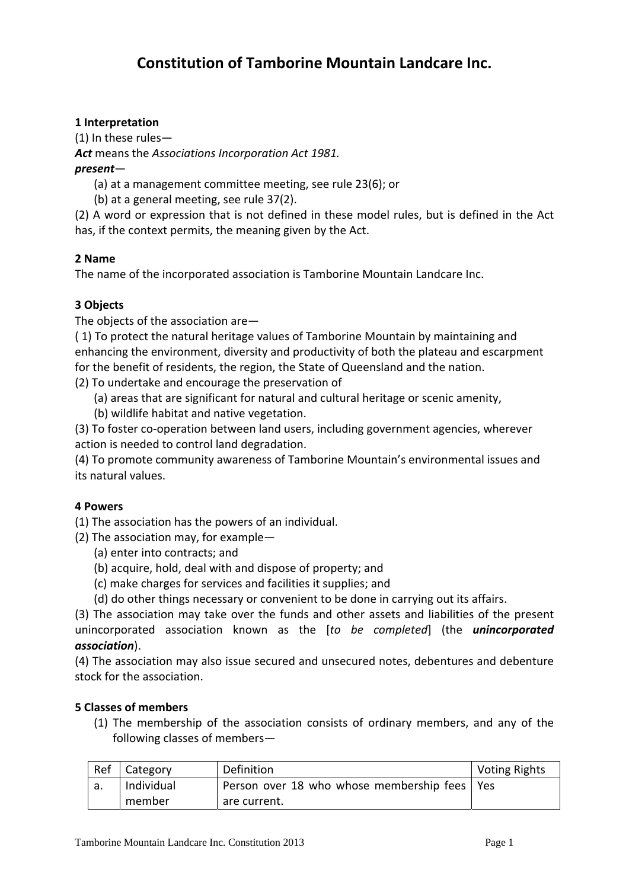# Constitution of Tamborine Mountain Landcare Inc.

## 1 Interpretation

(1) In these rules—

***Act*** means the *Associations Incorporation Act 1981.*

***present***—

(a) at a management committee meeting, see rule 23(6); or

(b) at a general meeting, see rule 37(2).

(2) A word or expression that is not defined in these model rules, but is defined in the Act has, if the context permits, the meaning given by the Act.

## 2 Name

The name of the incorporated association is Tamborine Mountain Landcare Inc.

## 3 Objects

The objects of the association are—

( 1) To protect the natural heritage values of Tamborine Mountain by maintaining and enhancing the environment, diversity and productivity of both the plateau and escarpment for the benefit of residents, the region, the State of Queensland and the nation.

(2) To undertake and encourage the preservation of

(a) areas that are significant for natural and cultural heritage or scenic amenity,

(b) wildlife habitat and native vegetation.

(3) To foster co-operation between land users, including government agencies, wherever action is needed to control land degradation.

(4) To promote community awareness of Tamborine Mountain's environmental issues and its natural values.

## 4 Powers

(1) The association has the powers of an individual.

(2) The association may, for example—

(a) enter into contracts; and

(b) acquire, hold, deal with and dispose of property; and

(c) make charges for services and facilities it supplies; and

(d) do other things necessary or convenient to be done in carrying out its affairs.

(3) The association may take over the funds and other assets and liabilities of the present unincorporated association known as the [*to be completed*] (the ***unincorporated association***).

(4) The association may also issue secured and unsecured notes, debentures and debenture stock for the association.

## 5 Classes of members

(1) The membership of the association consists of ordinary members, and any of the following classes of members—

| Ref | Category | Definition | Voting Rights |
|---|---|---|---|
| a. | Individual member | Person over 18 who whose membership fees are current. | Yes |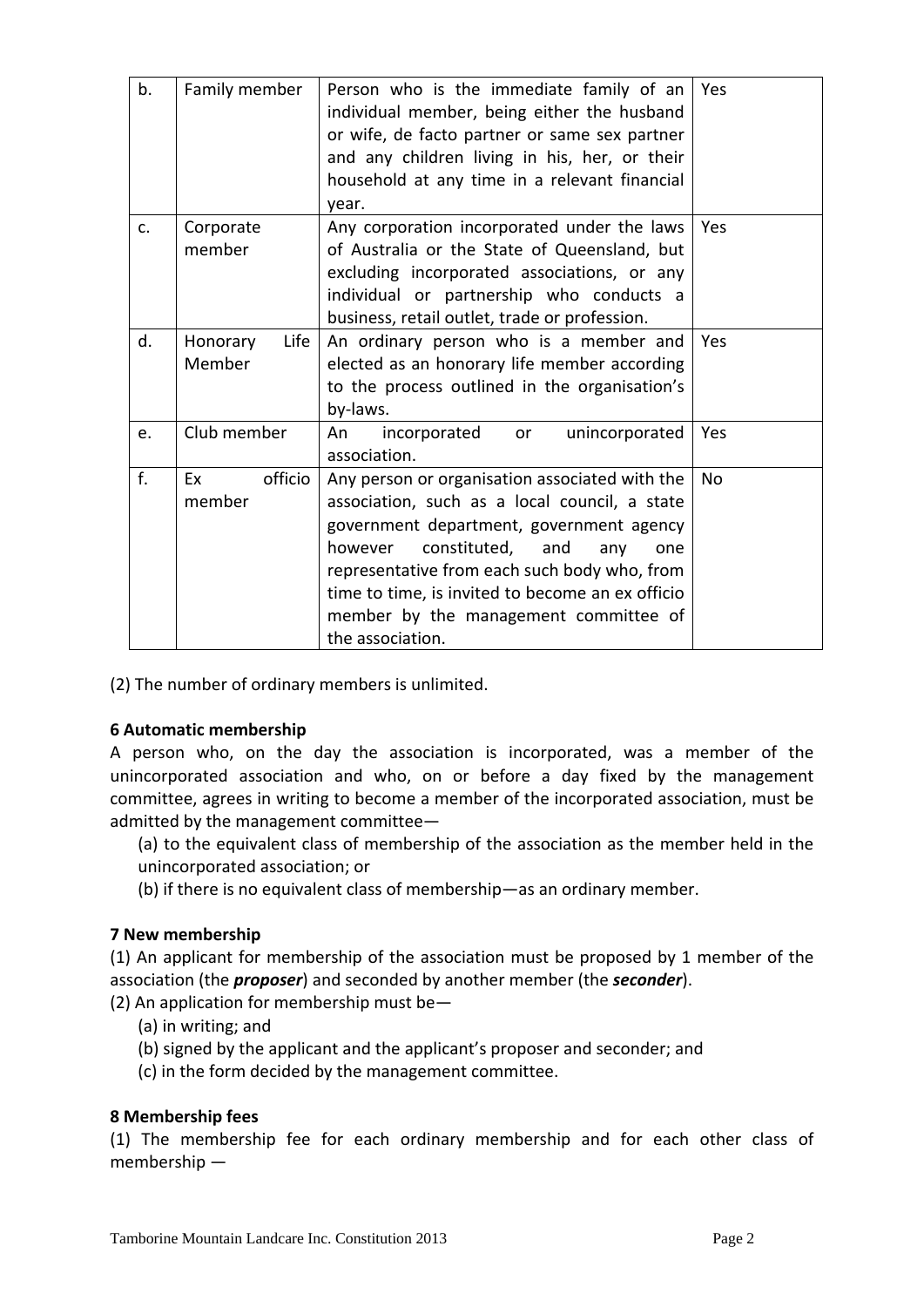| b. | Family member | Person who is the immediate family of an individual member, being either the husband or wife, de facto partner or same sex partner and any children living in his, her, or their household at any time in a relevant financial year. | Yes |
|---|---|---|---|
| c. | Corporate member | Any corporation incorporated under the laws of Australia or the State of Queensland, but excluding incorporated associations, or any individual or partnership who conducts a business, retail outlet, trade or profession. | Yes |
| d. | Honorary Life Member | An ordinary person who is a member and elected as an honorary life member according to the process outlined in the organisation's by-laws. | Yes |
| e. | Club member | An incorporated or unincorporated association. | Yes |
| f. | Ex officio member | Any person or organisation associated with the association, such as a local council, a state government department, government agency however constituted, and any one representative from each such body who, from time to time, is invited to become an ex officio member by the management committee of the association. | No |

(2) The number of ordinary members is unlimited.

**6 Automatic membership**

A person who, on the day the association is incorporated, was a member of the unincorporated association and who, on or before a day fixed by the management committee, agrees in writing to become a member of the incorporated association, must be admitted by the management committee—

(a) to the equivalent class of membership of the association as the member held in the unincorporated association; or

(b) if there is no equivalent class of membership—as an ordinary member.

**7 New membership**

(1) An applicant for membership of the association must be proposed by 1 member of the association (the ***proposer***) and seconded by another member (the ***seconder***).

(2) An application for membership must be—

(a) in writing; and

(b) signed by the applicant and the applicant's proposer and seconder; and

(c) in the form decided by the management committee.

**8 Membership fees**

(1) The membership fee for each ordinary membership and for each other class of membership —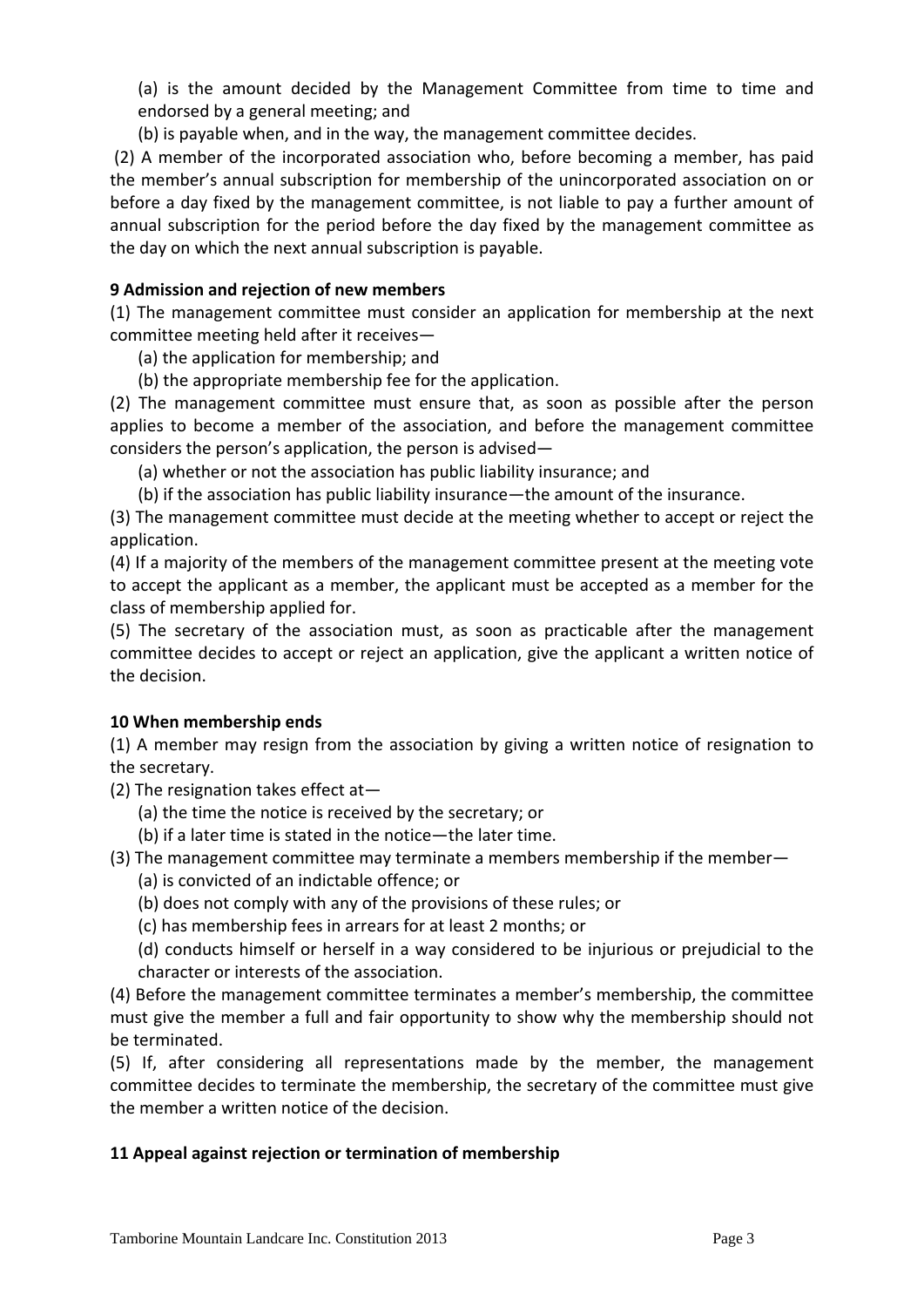(a) is the amount decided by the Management Committee from time to time and endorsed by a general meeting; and

(b) is payable when, and in the way, the management committee decides.

(2) A member of the incorporated association who, before becoming a member, has paid the member's annual subscription for membership of the unincorporated association on or before a day fixed by the management committee, is not liable to pay a further amount of annual subscription for the period before the day fixed by the management committee as the day on which the next annual subscription is payable.

**9 Admission and rejection of new members**

(1) The management committee must consider an application for membership at the next committee meeting held after it receives—

(a) the application for membership; and

(b) the appropriate membership fee for the application.

(2) The management committee must ensure that, as soon as possible after the person applies to become a member of the association, and before the management committee considers the person's application, the person is advised—

(a) whether or not the association has public liability insurance; and

(b) if the association has public liability insurance—the amount of the insurance.

(3) The management committee must decide at the meeting whether to accept or reject the application.

(4) If a majority of the members of the management committee present at the meeting vote to accept the applicant as a member, the applicant must be accepted as a member for the class of membership applied for.

(5) The secretary of the association must, as soon as practicable after the management committee decides to accept or reject an application, give the applicant a written notice of the decision.

**10 When membership ends**

(1) A member may resign from the association by giving a written notice of resignation to the secretary.

(2) The resignation takes effect at—

(a) the time the notice is received by the secretary; or

(b) if a later time is stated in the notice—the later time.

(3) The management committee may terminate a members membership if the member—

(a) is convicted of an indictable offence; or

(b) does not comply with any of the provisions of these rules; or

(c) has membership fees in arrears for at least 2 months; or

(d) conducts himself or herself in a way considered to be injurious or prejudicial to the character or interests of the association.

(4) Before the management committee terminates a member's membership, the committee must give the member a full and fair opportunity to show why the membership should not be terminated.

(5) If, after considering all representations made by the member, the management committee decides to terminate the membership, the secretary of the committee must give the member a written notice of the decision.

**11 Appeal against rejection or termination of membership**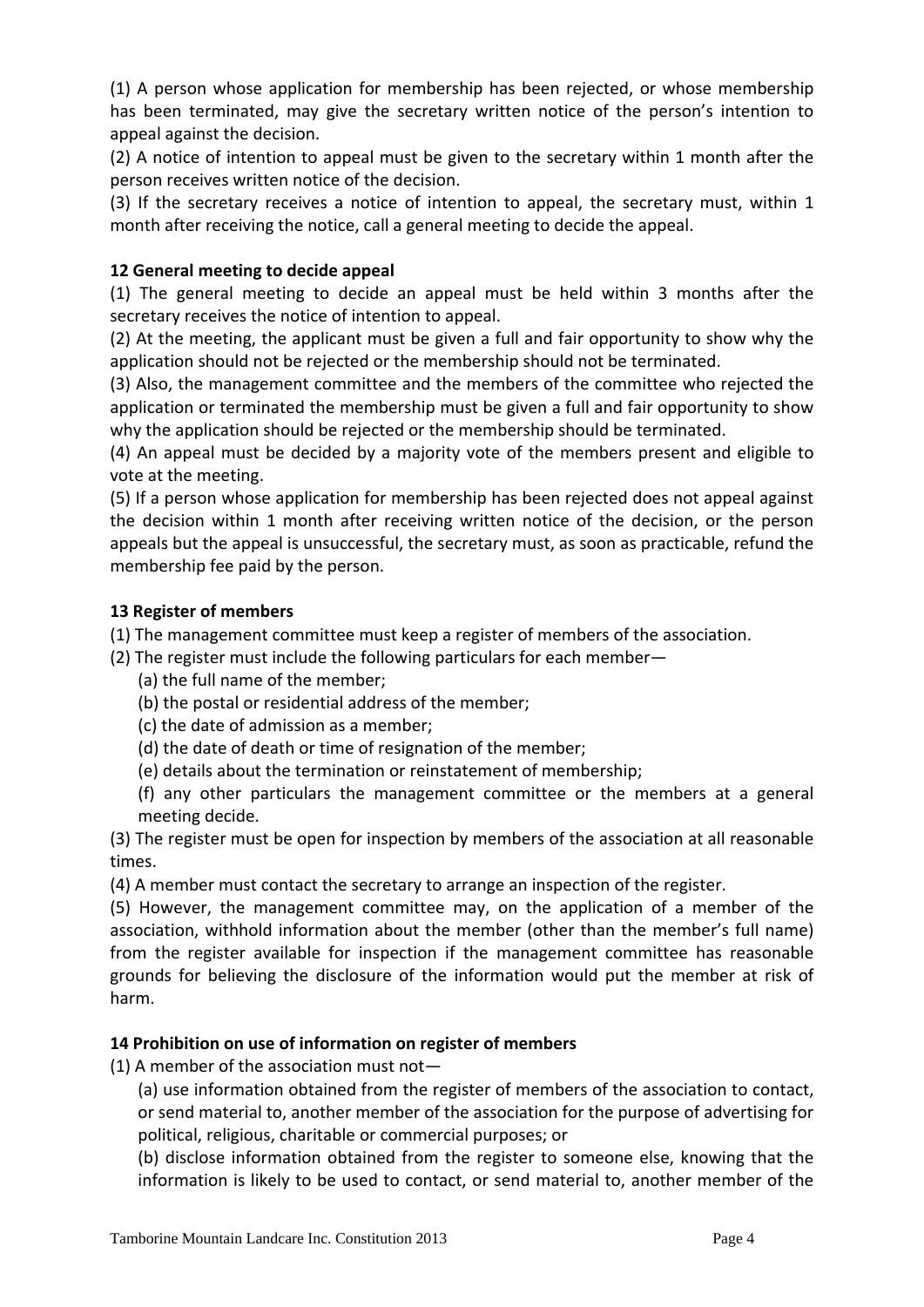(1) A person whose application for membership has been rejected, or whose membership has been terminated, may give the secretary written notice of the person's intention to appeal against the decision.

(2) A notice of intention to appeal must be given to the secretary within 1 month after the person receives written notice of the decision.

(3) If the secretary receives a notice of intention to appeal, the secretary must, within 1 month after receiving the notice, call a general meeting to decide the appeal.

**12 General meeting to decide appeal**

(1) The general meeting to decide an appeal must be held within 3 months after the secretary receives the notice of intention to appeal.

(2) At the meeting, the applicant must be given a full and fair opportunity to show why the application should not be rejected or the membership should not be terminated.

(3) Also, the management committee and the members of the committee who rejected the application or terminated the membership must be given a full and fair opportunity to show why the application should be rejected or the membership should be terminated.

(4) An appeal must be decided by a majority vote of the members present and eligible to vote at the meeting.

(5) If a person whose application for membership has been rejected does not appeal against the decision within 1 month after receiving written notice of the decision, or the person appeals but the appeal is unsuccessful, the secretary must, as soon as practicable, refund the membership fee paid by the person.

**13 Register of members**

(1) The management committee must keep a register of members of the association.

(2) The register must include the following particulars for each member—

(a) the full name of the member;

(b) the postal or residential address of the member;

(c) the date of admission as a member;

(d) the date of death or time of resignation of the member;

(e) details about the termination or reinstatement of membership;

(f) any other particulars the management committee or the members at a general meeting decide.

(3) The register must be open for inspection by members of the association at all reasonable times.

(4) A member must contact the secretary to arrange an inspection of the register.

(5) However, the management committee may, on the application of a member of the association, withhold information about the member (other than the member's full name) from the register available for inspection if the management committee has reasonable grounds for believing the disclosure of the information would put the member at risk of harm.

**14 Prohibition on use of information on register of members**

(1) A member of the association must not—

(a) use information obtained from the register of members of the association to contact, or send material to, another member of the association for the purpose of advertising for political, religious, charitable or commercial purposes; or

(b) disclose information obtained from the register to someone else, knowing that the information is likely to be used to contact, or send material to, another member of the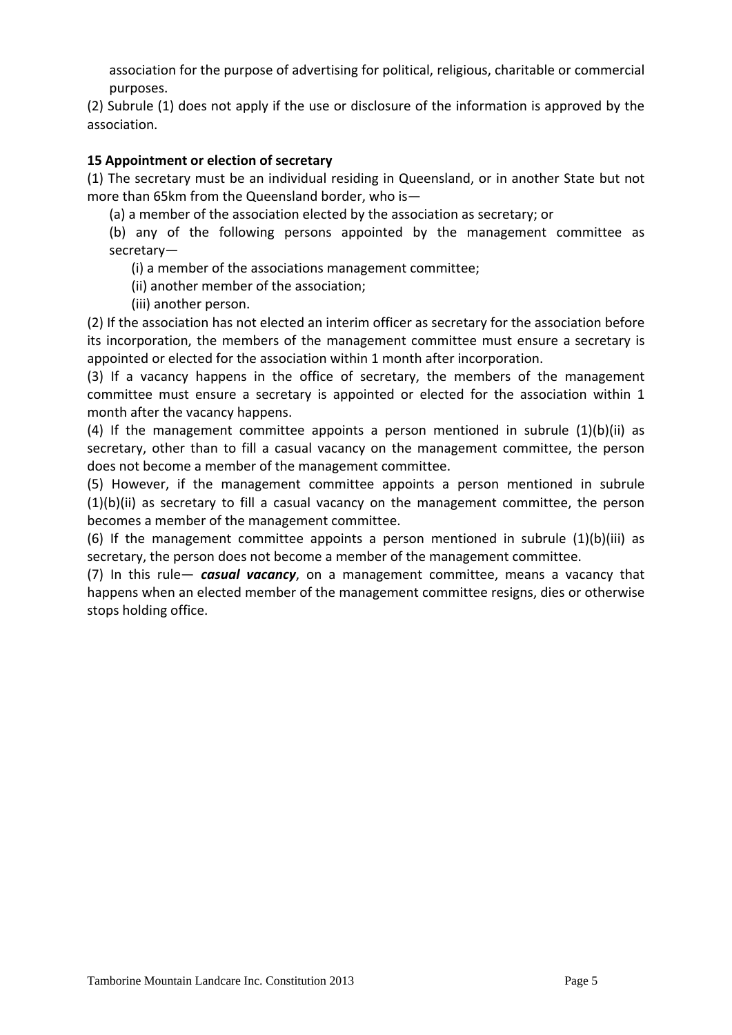association for the purpose of advertising for political, religious, charitable or commercial purposes.

(2) Subrule (1) does not apply if the use or disclosure of the information is approved by the association.

**15 Appointment or election of secretary**

(1) The secretary must be an individual residing in Queensland, or in another State but not more than 65km from the Queensland border, who is—

(a) a member of the association elected by the association as secretary; or

(b) any of the following persons appointed by the management committee as secretary—

(i) a member of the associations management committee;

(ii) another member of the association;

(iii) another person.

(2) If the association has not elected an interim officer as secretary for the association before its incorporation, the members of the management committee must ensure a secretary is appointed or elected for the association within 1 month after incorporation.

(3) If a vacancy happens in the office of secretary, the members of the management committee must ensure a secretary is appointed or elected for the association within 1 month after the vacancy happens.

(4) If the management committee appoints a person mentioned in subrule (1)(b)(ii) as secretary, other than to fill a casual vacancy on the management committee, the person does not become a member of the management committee.

(5) However, if the management committee appoints a person mentioned in subrule (1)(b)(ii) as secretary to fill a casual vacancy on the management committee, the person becomes a member of the management committee.

(6) If the management committee appoints a person mentioned in subrule (1)(b)(iii) as secretary, the person does not become a member of the management committee.

(7) In this rule— ***casual vacancy***, on a management committee, means a vacancy that happens when an elected member of the management committee resigns, dies or otherwise stops holding office.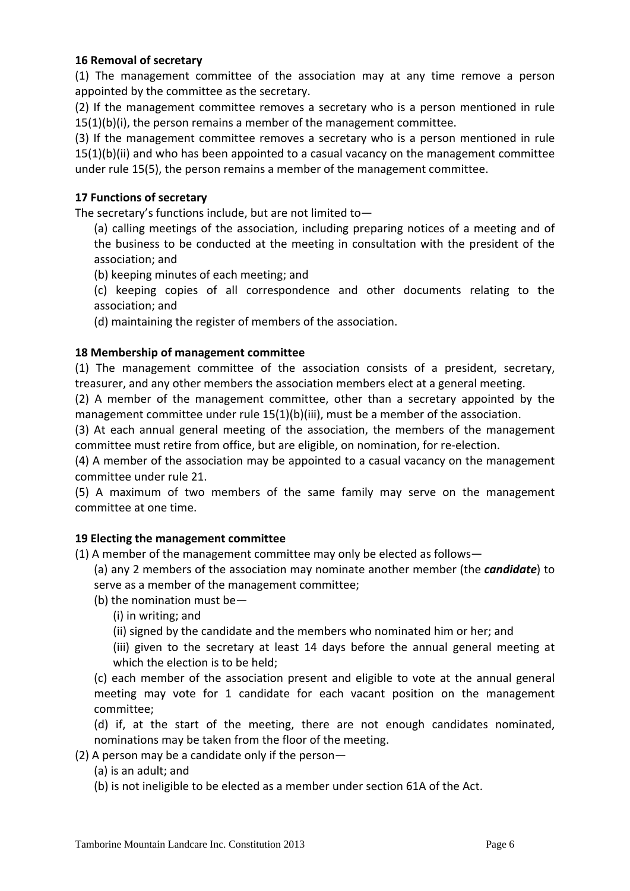### 16 Removal of secretary

(1) The management committee of the association may at any time remove a person appointed by the committee as the secretary.

(2) If the management committee removes a secretary who is a person mentioned in rule 15(1)(b)(i), the person remains a member of the management committee.

(3) If the management committee removes a secretary who is a person mentioned in rule 15(1)(b)(ii) and who has been appointed to a casual vacancy on the management committee under rule 15(5), the person remains a member of the management committee.

### 17 Functions of secretary

The secretary's functions include, but are not limited to—

(a) calling meetings of the association, including preparing notices of a meeting and of the business to be conducted at the meeting in consultation with the president of the association; and

(b) keeping minutes of each meeting; and

(c) keeping copies of all correspondence and other documents relating to the association; and

(d) maintaining the register of members of the association.

### 18 Membership of management committee

(1) The management committee of the association consists of a president, secretary, treasurer, and any other members the association members elect at a general meeting.

(2) A member of the management committee, other than a secretary appointed by the management committee under rule 15(1)(b)(iii), must be a member of the association.

(3) At each annual general meeting of the association, the members of the management committee must retire from office, but are eligible, on nomination, for re-election.

(4) A member of the association may be appointed to a casual vacancy on the management committee under rule 21.

(5) A maximum of two members of the same family may serve on the management committee at one time.

### 19 Electing the management committee

(1) A member of the management committee may only be elected as follows—

(a) any 2 members of the association may nominate another member (the ***candidate***) to serve as a member of the management committee;

(b) the nomination must be—

(i) in writing; and

(ii) signed by the candidate and the members who nominated him or her; and

(iii) given to the secretary at least 14 days before the annual general meeting at which the election is to be held;

(c) each member of the association present and eligible to vote at the annual general meeting may vote for 1 candidate for each vacant position on the management committee;

(d) if, at the start of the meeting, there are not enough candidates nominated, nominations may be taken from the floor of the meeting.

(2) A person may be a candidate only if the person—

(a) is an adult; and

(b) is not ineligible to be elected as a member under section 61A of the Act.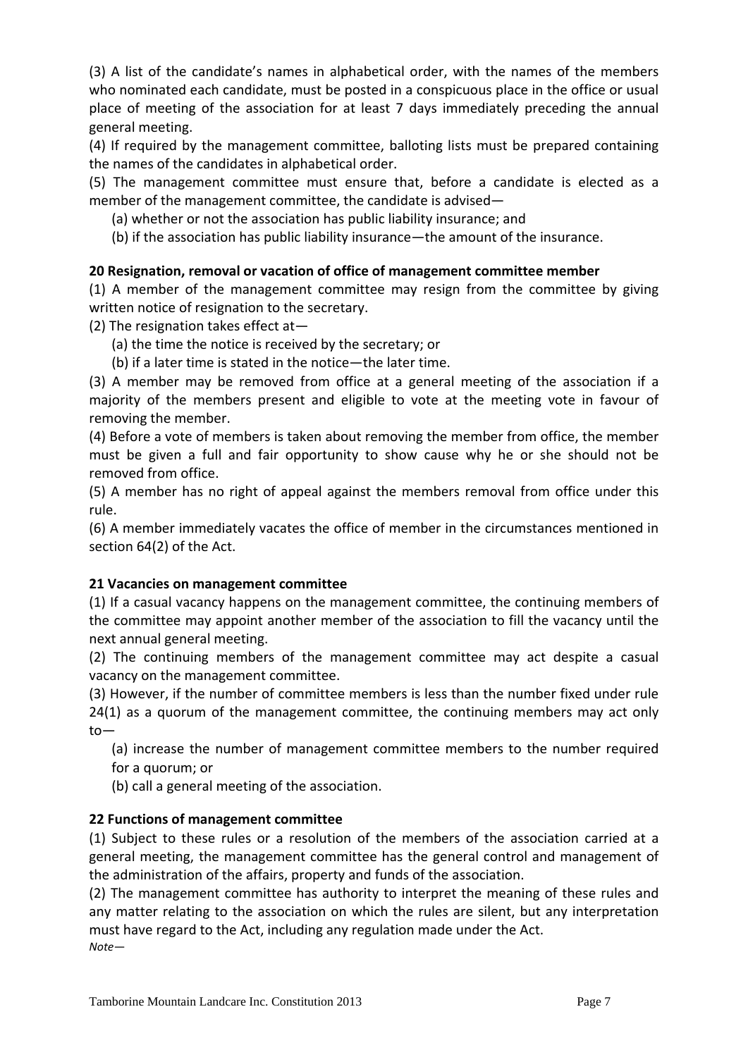(3) A list of the candidate's names in alphabetical order, with the names of the members who nominated each candidate, must be posted in a conspicuous place in the office or usual place of meeting of the association for at least 7 days immediately preceding the annual general meeting.

(4) If required by the management committee, balloting lists must be prepared containing the names of the candidates in alphabetical order.

(5) The management committee must ensure that, before a candidate is elected as a member of the management committee, the candidate is advised—

(a) whether or not the association has public liability insurance; and

(b) if the association has public liability insurance—the amount of the insurance.

**20 Resignation, removal or vacation of office of management committee member**

(1) A member of the management committee may resign from the committee by giving written notice of resignation to the secretary.

(2) The resignation takes effect at—

(a) the time the notice is received by the secretary; or

(b) if a later time is stated in the notice—the later time.

(3) A member may be removed from office at a general meeting of the association if a majority of the members present and eligible to vote at the meeting vote in favour of removing the member.

(4) Before a vote of members is taken about removing the member from office, the member must be given a full and fair opportunity to show cause why he or she should not be removed from office.

(5) A member has no right of appeal against the members removal from office under this rule.

(6) A member immediately vacates the office of member in the circumstances mentioned in section 64(2) of the Act.

**21 Vacancies on management committee**

(1) If a casual vacancy happens on the management committee, the continuing members of the committee may appoint another member of the association to fill the vacancy until the next annual general meeting.

(2) The continuing members of the management committee may act despite a casual vacancy on the management committee.

(3) However, if the number of committee members is less than the number fixed under rule 24(1) as a quorum of the management committee, the continuing members may act only to—

(a) increase the number of management committee members to the number required for a quorum; or

(b) call a general meeting of the association.

**22 Functions of management committee**

(1) Subject to these rules or a resolution of the members of the association carried at a general meeting, the management committee has the general control and management of the administration of the affairs, property and funds of the association.

(2) The management committee has authority to interpret the meaning of these rules and any matter relating to the association on which the rules are silent, but any interpretation must have regard to the Act, including any regulation made under the Act.

*Note—*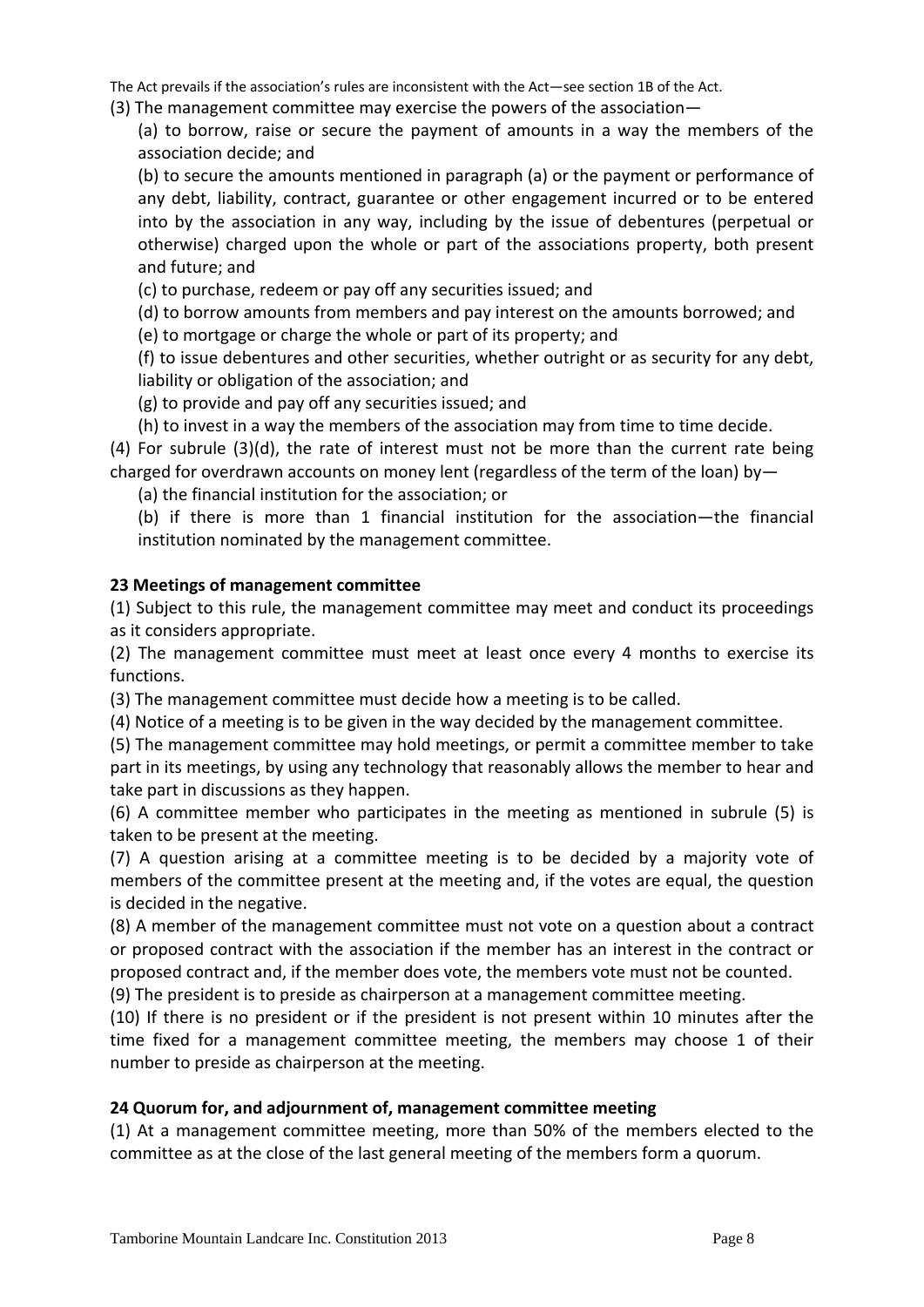The Act prevails if the association's rules are inconsistent with the Act—see section 1B of the Act.

(3) The management committee may exercise the powers of the association—

(a) to borrow, raise or secure the payment of amounts in a way the members of the association decide; and

(b) to secure the amounts mentioned in paragraph (a) or the payment or performance of any debt, liability, contract, guarantee or other engagement incurred or to be entered into by the association in any way, including by the issue of debentures (perpetual or otherwise) charged upon the whole or part of the associations property, both present and future; and

(c) to purchase, redeem or pay off any securities issued; and

(d) to borrow amounts from members and pay interest on the amounts borrowed; and

(e) to mortgage or charge the whole or part of its property; and

(f) to issue debentures and other securities, whether outright or as security for any debt, liability or obligation of the association; and

(g) to provide and pay off any securities issued; and

(h) to invest in a way the members of the association may from time to time decide.

(4) For subrule (3)(d), the rate of interest must not be more than the current rate being charged for overdrawn accounts on money lent (regardless of the term of the loan) by—

(a) the financial institution for the association; or

(b) if there is more than 1 financial institution for the association—the financial institution nominated by the management committee.

**23 Meetings of management committee**

(1) Subject to this rule, the management committee may meet and conduct its proceedings as it considers appropriate.

(2) The management committee must meet at least once every 4 months to exercise its functions.

(3) The management committee must decide how a meeting is to be called.

(4) Notice of a meeting is to be given in the way decided by the management committee.

(5) The management committee may hold meetings, or permit a committee member to take part in its meetings, by using any technology that reasonably allows the member to hear and take part in discussions as they happen.

(6) A committee member who participates in the meeting as mentioned in subrule (5) is taken to be present at the meeting.

(7) A question arising at a committee meeting is to be decided by a majority vote of members of the committee present at the meeting and, if the votes are equal, the question is decided in the negative.

(8) A member of the management committee must not vote on a question about a contract or proposed contract with the association if the member has an interest in the contract or proposed contract and, if the member does vote, the members vote must not be counted.

(9) The president is to preside as chairperson at a management committee meeting.

(10) If there is no president or if the president is not present within 10 minutes after the time fixed for a management committee meeting, the members may choose 1 of their number to preside as chairperson at the meeting.

**24 Quorum for, and adjournment of, management committee meeting**

(1) At a management committee meeting, more than 50% of the members elected to the committee as at the close of the last general meeting of the members form a quorum.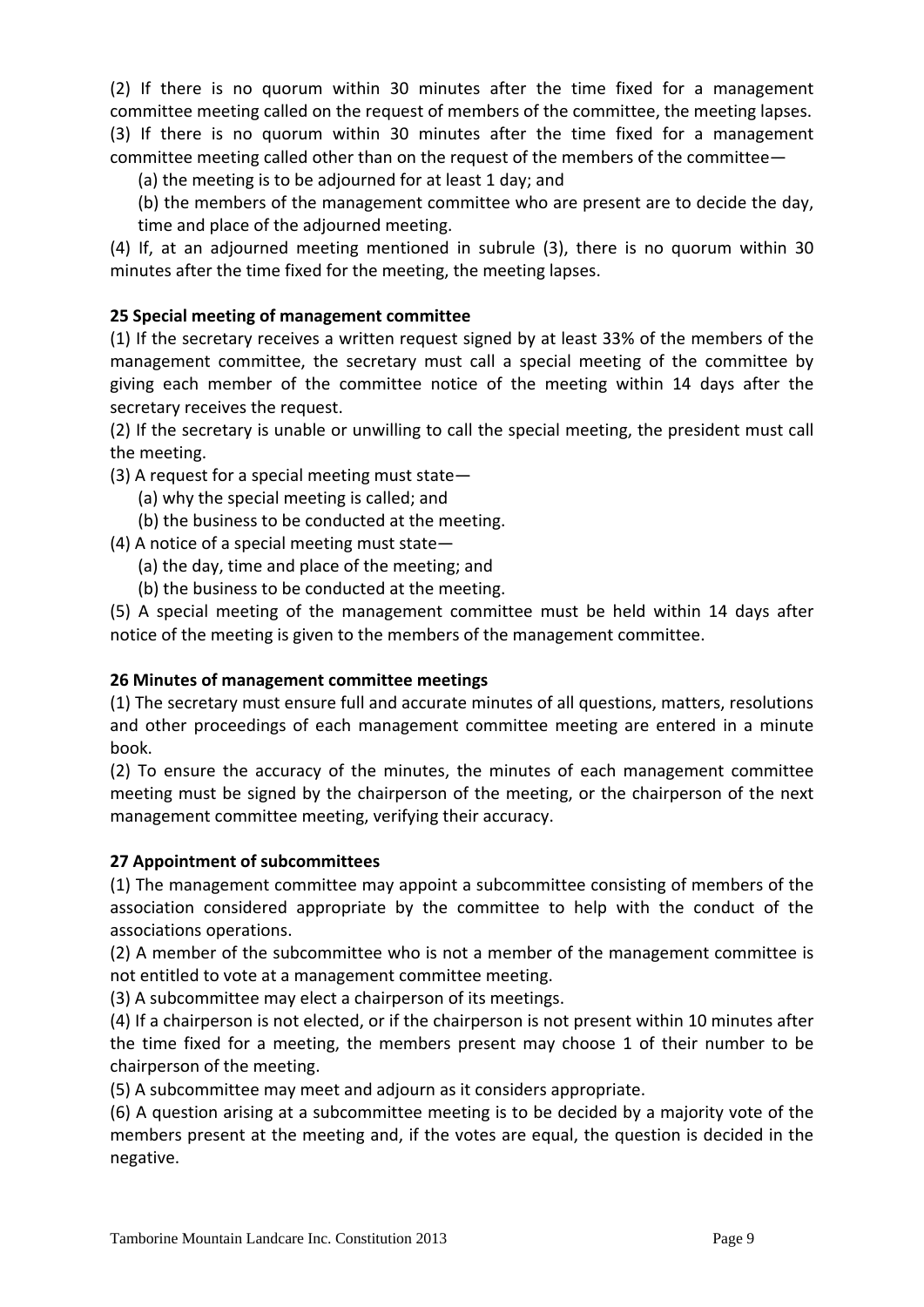(2) If there is no quorum within 30 minutes after the time fixed for a management committee meeting called on the request of members of the committee, the meeting lapses.

(3) If there is no quorum within 30 minutes after the time fixed for a management committee meeting called other than on the request of the members of the committee—

(a) the meeting is to be adjourned for at least 1 day; and

(b) the members of the management committee who are present are to decide the day, time and place of the adjourned meeting.

(4) If, at an adjourned meeting mentioned in subrule (3), there is no quorum within 30 minutes after the time fixed for the meeting, the meeting lapses.

**25 Special meeting of management committee**

(1) If the secretary receives a written request signed by at least 33% of the members of the management committee, the secretary must call a special meeting of the committee by giving each member of the committee notice of the meeting within 14 days after the secretary receives the request.

(2) If the secretary is unable or unwilling to call the special meeting, the president must call the meeting.

(3) A request for a special meeting must state—

(a) why the special meeting is called; and

(b) the business to be conducted at the meeting.

(4) A notice of a special meeting must state—

(a) the day, time and place of the meeting; and

(b) the business to be conducted at the meeting.

(5) A special meeting of the management committee must be held within 14 days after notice of the meeting is given to the members of the management committee.

**26 Minutes of management committee meetings**

(1) The secretary must ensure full and accurate minutes of all questions, matters, resolutions and other proceedings of each management committee meeting are entered in a minute book.

(2) To ensure the accuracy of the minutes, the minutes of each management committee meeting must be signed by the chairperson of the meeting, or the chairperson of the next management committee meeting, verifying their accuracy.

**27 Appointment of subcommittees**

(1) The management committee may appoint a subcommittee consisting of members of the association considered appropriate by the committee to help with the conduct of the associations operations.

(2) A member of the subcommittee who is not a member of the management committee is not entitled to vote at a management committee meeting.

(3) A subcommittee may elect a chairperson of its meetings.

(4) If a chairperson is not elected, or if the chairperson is not present within 10 minutes after the time fixed for a meeting, the members present may choose 1 of their number to be chairperson of the meeting.

(5) A subcommittee may meet and adjourn as it considers appropriate.

(6) A question arising at a subcommittee meeting is to be decided by a majority vote of the members present at the meeting and, if the votes are equal, the question is decided in the negative.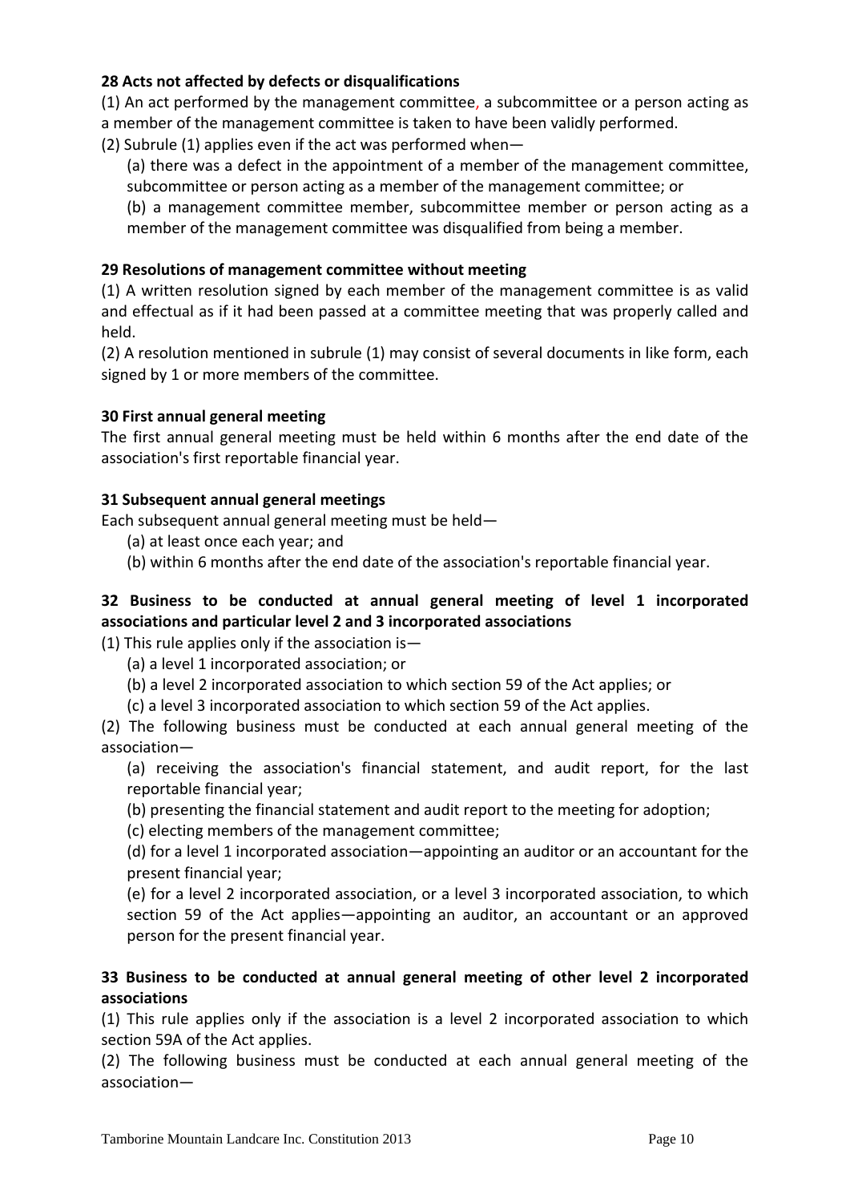**28 Acts not affected by defects or disqualifications**

(1) An act performed by the management committee, a subcommittee or a person acting as a member of the management committee is taken to have been validly performed.

(2) Subrule (1) applies even if the act was performed when—

(a) there was a defect in the appointment of a member of the management committee, subcommittee or person acting as a member of the management committee; or

(b) a management committee member, subcommittee member or person acting as a member of the management committee was disqualified from being a member.

**29 Resolutions of management committee without meeting**

(1) A written resolution signed by each member of the management committee is as valid and effectual as if it had been passed at a committee meeting that was properly called and held.

(2) A resolution mentioned in subrule (1) may consist of several documents in like form, each signed by 1 or more members of the committee.

**30 First annual general meeting**

The first annual general meeting must be held within 6 months after the end date of the association's first reportable financial year.

**31 Subsequent annual general meetings**

Each subsequent annual general meeting must be held—

(a) at least once each year; and

(b) within 6 months after the end date of the association's reportable financial year.

**32 Business to be conducted at annual general meeting of level 1 incorporated associations and particular level 2 and 3 incorporated associations**

(1) This rule applies only if the association is—

(a) a level 1 incorporated association; or

(b) a level 2 incorporated association to which section 59 of the Act applies; or

(c) a level 3 incorporated association to which section 59 of the Act applies.

(2) The following business must be conducted at each annual general meeting of the association—

(a) receiving the association's financial statement, and audit report, for the last reportable financial year;

(b) presenting the financial statement and audit report to the meeting for adoption;

(c) electing members of the management committee;

(d) for a level 1 incorporated association—appointing an auditor or an accountant for the present financial year;

(e) for a level 2 incorporated association, or a level 3 incorporated association, to which section 59 of the Act applies—appointing an auditor, an accountant or an approved person for the present financial year.

**33 Business to be conducted at annual general meeting of other level 2 incorporated associations**

(1) This rule applies only if the association is a level 2 incorporated association to which section 59A of the Act applies.

(2) The following business must be conducted at each annual general meeting of the association—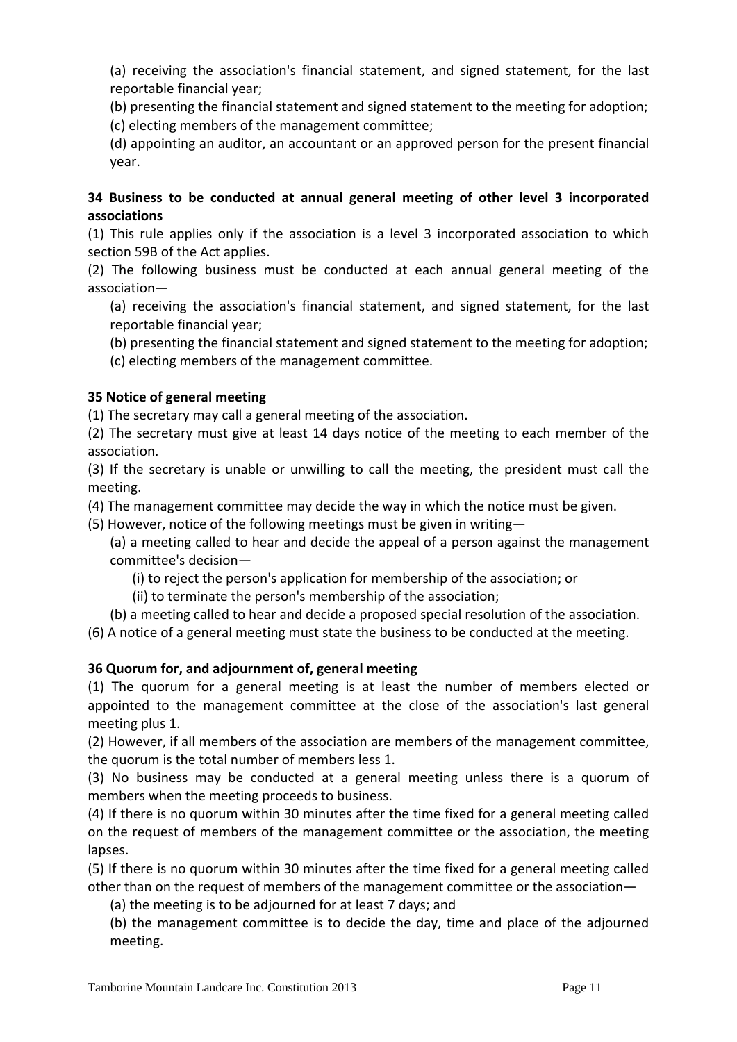(a) receiving the association's financial statement, and signed statement, for the last reportable financial year;

(b) presenting the financial statement and signed statement to the meeting for adoption;

(c) electing members of the management committee;

(d) appointing an auditor, an accountant or an approved person for the present financial year.

**34 Business to be conducted at annual general meeting of other level 3 incorporated associations**

(1) This rule applies only if the association is a level 3 incorporated association to which section 59B of the Act applies.

(2) The following business must be conducted at each annual general meeting of the association—

(a) receiving the association's financial statement, and signed statement, for the last reportable financial year;

(b) presenting the financial statement and signed statement to the meeting for adoption;

(c) electing members of the management committee.

**35 Notice of general meeting**

(1) The secretary may call a general meeting of the association.

(2) The secretary must give at least 14 days notice of the meeting to each member of the association.

(3) If the secretary is unable or unwilling to call the meeting, the president must call the meeting.

(4) The management committee may decide the way in which the notice must be given.

(5) However, notice of the following meetings must be given in writing—

(a) a meeting called to hear and decide the appeal of a person against the management committee's decision—

(i) to reject the person's application for membership of the association; or

(ii) to terminate the person's membership of the association;

(b) a meeting called to hear and decide a proposed special resolution of the association.

(6) A notice of a general meeting must state the business to be conducted at the meeting.

**36 Quorum for, and adjournment of, general meeting**

(1) The quorum for a general meeting is at least the number of members elected or appointed to the management committee at the close of the association's last general meeting plus 1.

(2) However, if all members of the association are members of the management committee, the quorum is the total number of members less 1.

(3) No business may be conducted at a general meeting unless there is a quorum of members when the meeting proceeds to business.

(4) If there is no quorum within 30 minutes after the time fixed for a general meeting called on the request of members of the management committee or the association, the meeting lapses.

(5) If there is no quorum within 30 minutes after the time fixed for a general meeting called other than on the request of members of the management committee or the association—

(a) the meeting is to be adjourned for at least 7 days; and

(b) the management committee is to decide the day, time and place of the adjourned meeting.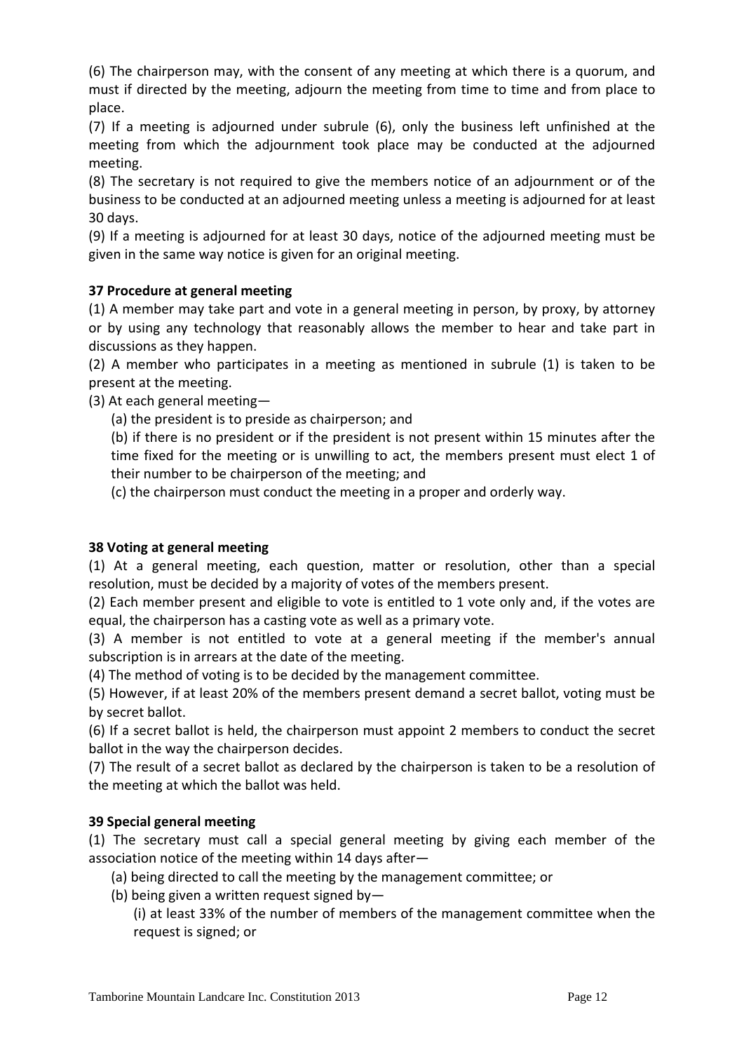(6) The chairperson may, with the consent of any meeting at which there is a quorum, and must if directed by the meeting, adjourn the meeting from time to time and from place to place.

(7) If a meeting is adjourned under subrule (6), only the business left unfinished at the meeting from which the adjournment took place may be conducted at the adjourned meeting.

(8) The secretary is not required to give the members notice of an adjournment or of the business to be conducted at an adjourned meeting unless a meeting is adjourned for at least 30 days.

(9) If a meeting is adjourned for at least 30 days, notice of the adjourned meeting must be given in the same way notice is given for an original meeting.

**37 Procedure at general meeting**

(1) A member may take part and vote in a general meeting in person, by proxy, by attorney or by using any technology that reasonably allows the member to hear and take part in discussions as they happen.

(2) A member who participates in a meeting as mentioned in subrule (1) is taken to be present at the meeting.

(3) At each general meeting—

(a) the president is to preside as chairperson; and

(b) if there is no president or if the president is not present within 15 minutes after the time fixed for the meeting or is unwilling to act, the members present must elect 1 of their number to be chairperson of the meeting; and

(c) the chairperson must conduct the meeting in a proper and orderly way.

**38 Voting at general meeting**

(1) At a general meeting, each question, matter or resolution, other than a special resolution, must be decided by a majority of votes of the members present.

(2) Each member present and eligible to vote is entitled to 1 vote only and, if the votes are equal, the chairperson has a casting vote as well as a primary vote.

(3) A member is not entitled to vote at a general meeting if the member's annual subscription is in arrears at the date of the meeting.

(4) The method of voting is to be decided by the management committee.

(5) However, if at least 20% of the members present demand a secret ballot, voting must be by secret ballot.

(6) If a secret ballot is held, the chairperson must appoint 2 members to conduct the secret ballot in the way the chairperson decides.

(7) The result of a secret ballot as declared by the chairperson is taken to be a resolution of the meeting at which the ballot was held.

**39 Special general meeting**

(1) The secretary must call a special general meeting by giving each member of the association notice of the meeting within 14 days after—

(a) being directed to call the meeting by the management committee; or

(b) being given a written request signed by—

(i) at least 33% of the number of members of the management committee when the request is signed; or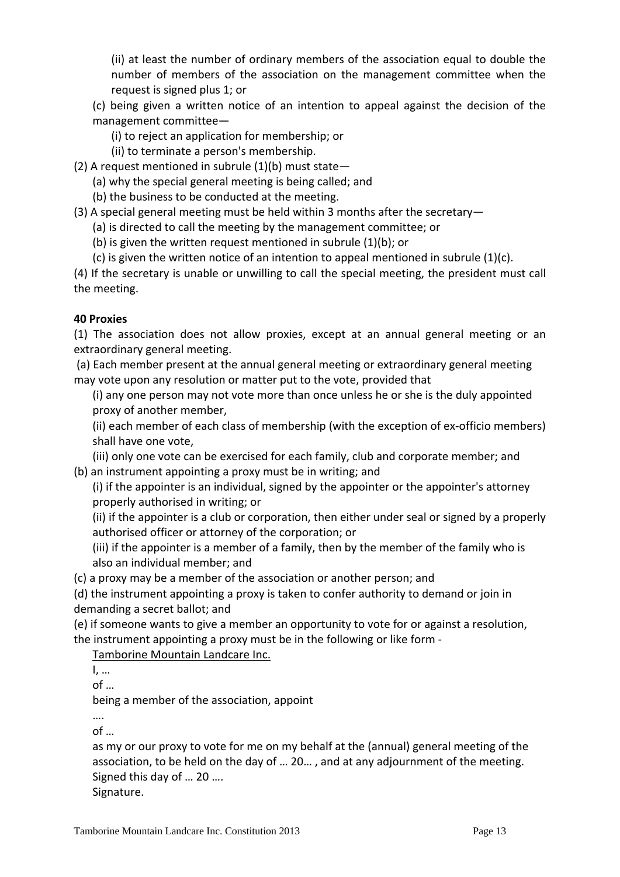(ii) at least the number of ordinary members of the association equal to double the number of members of the association on the management committee when the request is signed plus 1; or

(c) being given a written notice of an intention to appeal against the decision of the management committee—

(i) to reject an application for membership; or

(ii) to terminate a person's membership.

(2) A request mentioned in subrule (1)(b) must state—

(a) why the special general meeting is being called; and

(b) the business to be conducted at the meeting.

(3) A special general meeting must be held within 3 months after the secretary—

(a) is directed to call the meeting by the management committee; or

(b) is given the written request mentioned in subrule (1)(b); or

(c) is given the written notice of an intention to appeal mentioned in subrule (1)(c).

(4) If the secretary is unable or unwilling to call the special meeting, the president must call the meeting.

**40 Proxies**

(1) The association does not allow proxies, except at an annual general meeting or an extraordinary general meeting.

(a) Each member present at the annual general meeting or extraordinary general meeting may vote upon any resolution or matter put to the vote, provided that

(i) any one person may not vote more than once unless he or she is the duly appointed proxy of another member,

(ii) each member of each class of membership (with the exception of ex-officio members) shall have one vote,

(iii) only one vote can be exercised for each family, club and corporate member; and

(b) an instrument appointing a proxy must be in writing; and

(i) if the appointer is an individual, signed by the appointer or the appointer's attorney properly authorised in writing; or

(ii) if the appointer is a club or corporation, then either under seal or signed by a properly authorised officer or attorney of the corporation; or

(iii) if the appointer is a member of a family, then by the member of the family who is also an individual member; and

(c) a proxy may be a member of the association or another person; and

(d) the instrument appointing a proxy is taken to confer authority to demand or join in demanding a secret ballot; and

(e) if someone wants to give a member an opportunity to vote for or against a resolution, the instrument appointing a proxy must be in the following or like form -

Tamborine Mountain Landcare Inc.

I, …

of …

being a member of the association, appoint

….

of …

as my or our proxy to vote for me on my behalf at the (annual) general meeting of the association, to be held on the day of … 20… , and at any adjournment of the meeting.

Signed this day of … 20 ….

Signature.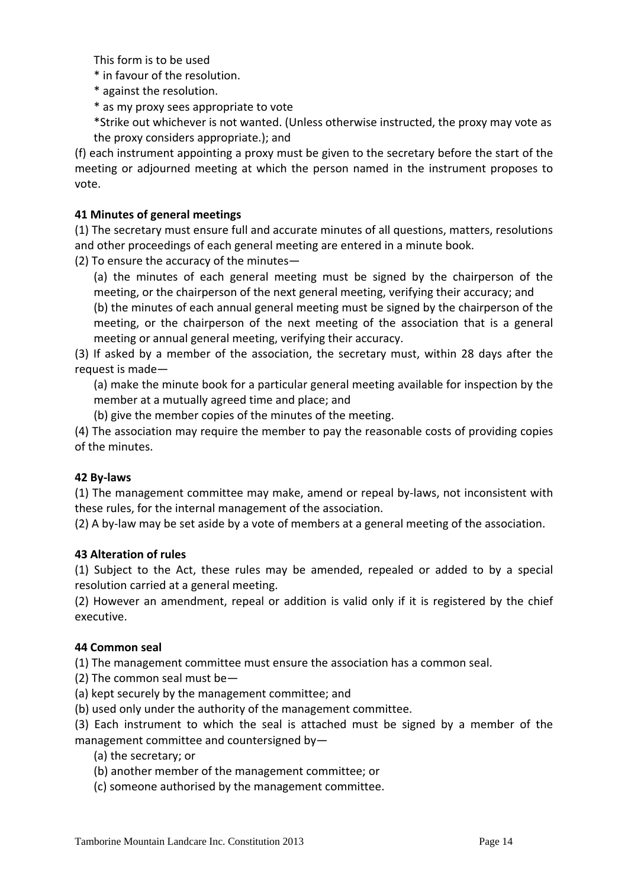This form is to be used

* in favour of the resolution.
* against the resolution.
* as my proxy sees appropriate to vote

*Strike out whichever is not wanted. (Unless otherwise instructed, the proxy may vote as the proxy considers appropriate.); and

(f) each instrument appointing a proxy must be given to the secretary before the start of the meeting or adjourned meeting at which the person named in the instrument proposes to vote.

**41 Minutes of general meetings**

(1) The secretary must ensure full and accurate minutes of all questions, matters, resolutions and other proceedings of each general meeting are entered in a minute book.

(2) To ensure the accuracy of the minutes—

(a) the minutes of each general meeting must be signed by the chairperson of the meeting, or the chairperson of the next general meeting, verifying their accuracy; and

(b) the minutes of each annual general meeting must be signed by the chairperson of the meeting, or the chairperson of the next meeting of the association that is a general meeting or annual general meeting, verifying their accuracy.

(3) If asked by a member of the association, the secretary must, within 28 days after the request is made—

(a) make the minute book for a particular general meeting available for inspection by the member at a mutually agreed time and place; and

(b) give the member copies of the minutes of the meeting.

(4) The association may require the member to pay the reasonable costs of providing copies of the minutes.

**42 By-laws**

(1) The management committee may make, amend or repeal by-laws, not inconsistent with these rules, for the internal management of the association.

(2) A by-law may be set aside by a vote of members at a general meeting of the association.

**43 Alteration of rules**

(1) Subject to the Act, these rules may be amended, repealed or added to by a special resolution carried at a general meeting.

(2) However an amendment, repeal or addition is valid only if it is registered by the chief executive.

**44 Common seal**

(1) The management committee must ensure the association has a common seal.

(2) The common seal must be—

(a) kept securely by the management committee; and

(b) used only under the authority of the management committee.

(3) Each instrument to which the seal is attached must be signed by a member of the management committee and countersigned by—

(a) the secretary; or

(b) another member of the management committee; or

(c) someone authorised by the management committee.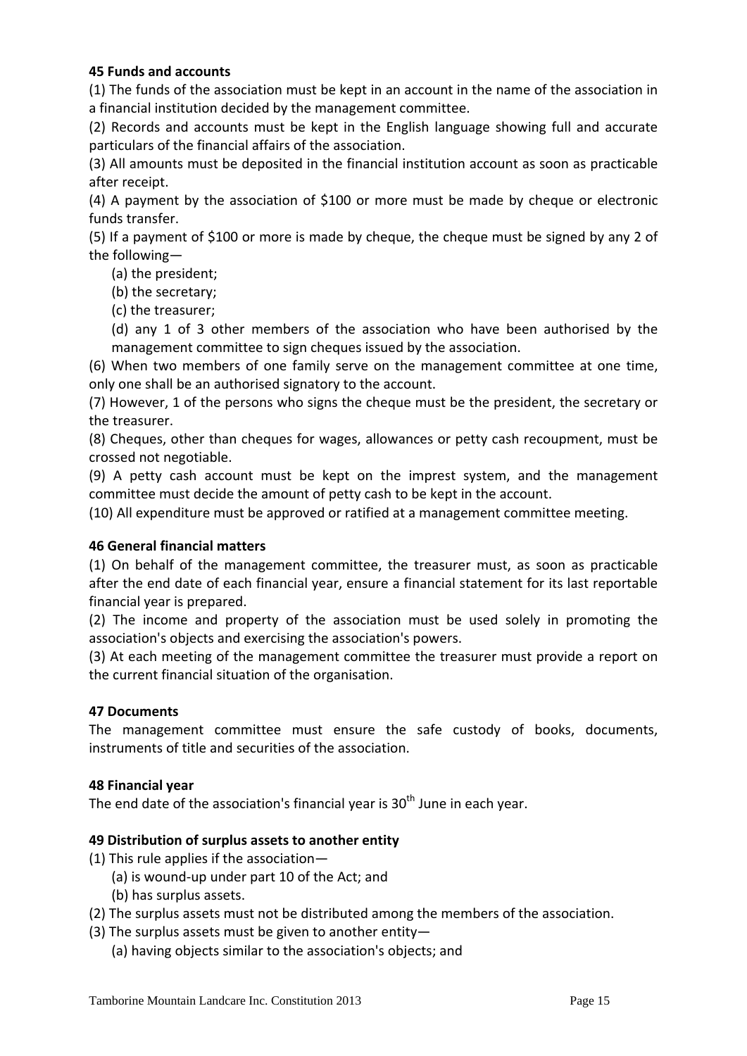**45 Funds and accounts**

(1) The funds of the association must be kept in an account in the name of the association in a financial institution decided by the management committee.

(2) Records and accounts must be kept in the English language showing full and accurate particulars of the financial affairs of the association.

(3) All amounts must be deposited in the financial institution account as soon as practicable after receipt.

(4) A payment by the association of $100 or more must be made by cheque or electronic funds transfer.

(5) If a payment of $100 or more is made by cheque, the cheque must be signed by any 2 of the following—

(a) the president;

(b) the secretary;

(c) the treasurer;

(d) any 1 of 3 other members of the association who have been authorised by the management committee to sign cheques issued by the association.

(6) When two members of one family serve on the management committee at one time, only one shall be an authorised signatory to the account.

(7) However, 1 of the persons who signs the cheque must be the president, the secretary or the treasurer.

(8) Cheques, other than cheques for wages, allowances or petty cash recoupment, must be crossed not negotiable.

(9) A petty cash account must be kept on the imprest system, and the management committee must decide the amount of petty cash to be kept in the account.

(10) All expenditure must be approved or ratified at a management committee meeting.

**46 General financial matters**

(1) On behalf of the management committee, the treasurer must, as soon as practicable after the end date of each financial year, ensure a financial statement for its last reportable financial year is prepared.

(2) The income and property of the association must be used solely in promoting the association's objects and exercising the association's powers.

(3) At each meeting of the management committee the treasurer must provide a report on the current financial situation of the organisation.

**47 Documents**

The management committee must ensure the safe custody of books, documents, instruments of title and securities of the association.

**48 Financial year**

The end date of the association's financial year is 30th June in each year.

**49 Distribution of surplus assets to another entity**

(1) This rule applies if the association—

(a) is wound-up under part 10 of the Act; and

(b) has surplus assets.

(2) The surplus assets must not be distributed among the members of the association.

(3) The surplus assets must be given to another entity—

(a) having objects similar to the association's objects; and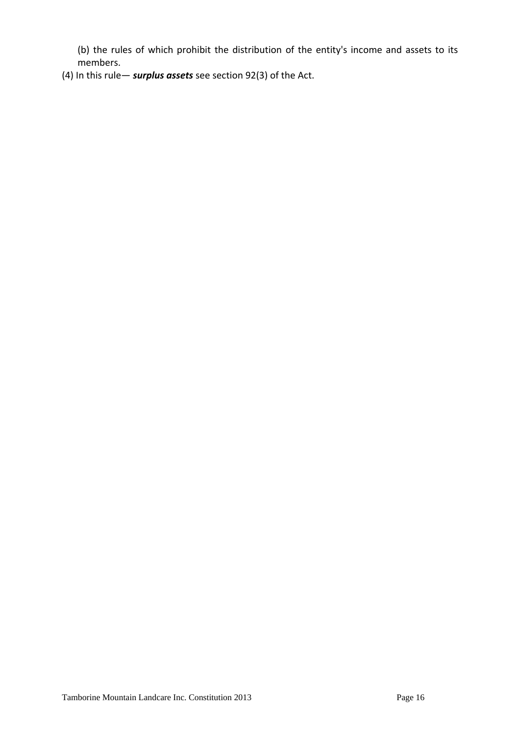(b) the rules of which prohibit the distribution of the entity's income and assets to its members.

(4) In this rule— ***surplus assets*** see section 92(3) of the Act.